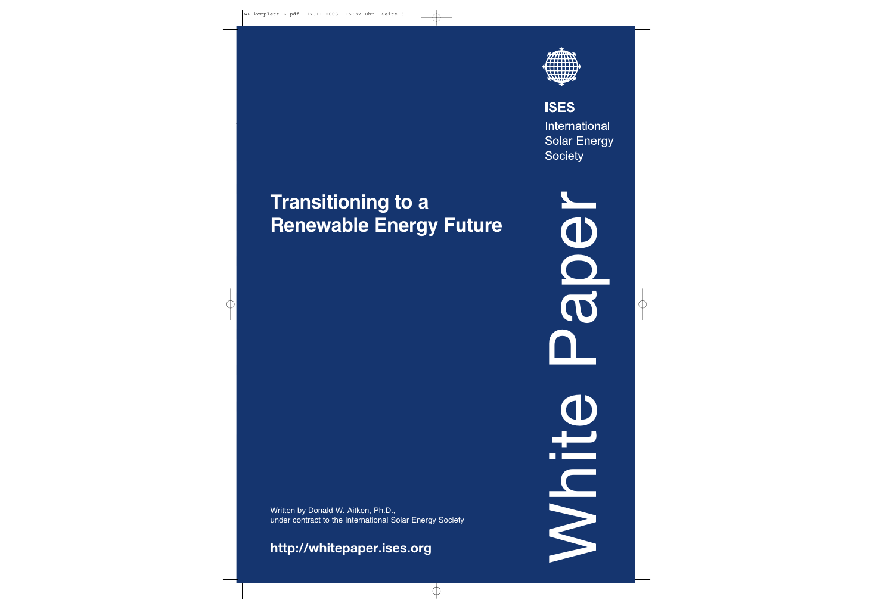**ISES**

International
Solar Energy
Society

# Transitioning to a Renewable Energy Future

White Paper

Written by Donald W. Aitken, Ph.D.,
under contract to the International Solar Energy Society

**http://whitepaper.ises.org**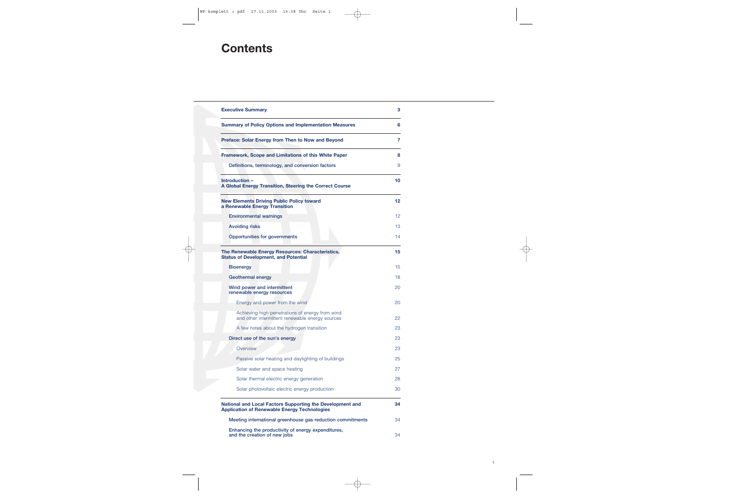# Contents

| | |
|---|---|
| **Executive Summary** | **3** |
| **Summary of Policy Options and Implementation Measures** | **6** |
| **Preface: Solar Energy from Then to Now and Beyond** | **7** |
| **Framework, Scope and Limitations of this White Paper** | **8** |
| Definitions, terminology, and conversion factors | 9 |
| **Introduction – A Global Energy Transition, Steering the Correct Course** | **10** |
| **New Elements Driving Public Policy toward a Renewable Energy Transition** | **12** |
| Environmental warnings | 12 |
| Avoiding risks | 13 |
| Opportunities for governments | 14 |
| **The Renewable Energy Resources: Characteristics, Status of Development, and Potential** | **15** |
| Bioenergy | 15 |
| Geothermal energy | 18 |
| Wind power and intermittent renewable energy resources | 20 |
| Energy and power from the wind | 20 |
| Achieving high penetrations of energy from wind and other intermittent renewable energy sources | 22 |
| A few notes about the hydrogen transition | 23 |
| Direct use of the sun's energy | 23 |
| Overview | 23 |
| Passive solar heating and daylighting of buildings | 25 |
| Solar water and space heating | 27 |
| Solar thermal electric energy generation | 28 |
| Solar photovoltaic electric energy production | 30 |
| **National and Local Factors Supporting the Development and Application of Renewable Energy Technologies** | **34** |
| Meeting international greenhouse gas reduction commitments | 34 |
| Enhancing the productivity of energy expenditures, and the creation of new jobs | 34 |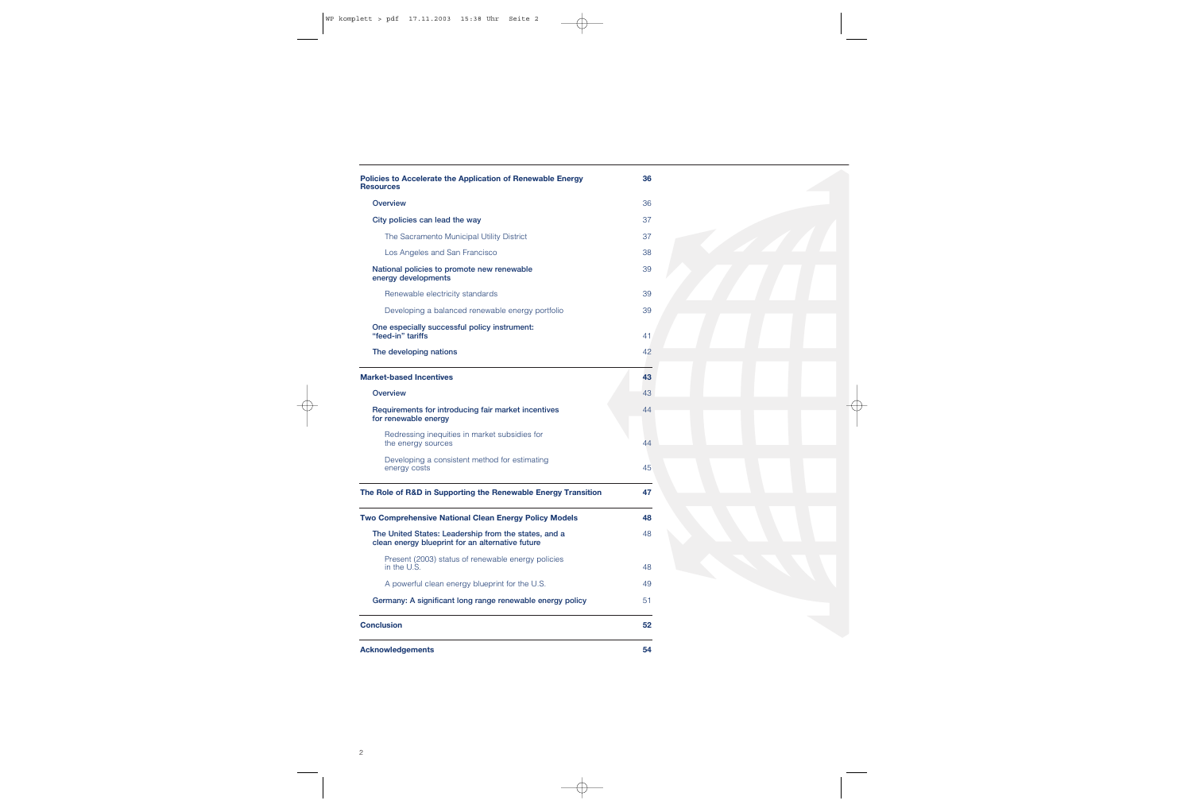| | |
|---|---|
| **Policies to Accelerate the Application of Renewable Energy Resources** | **36** |
| Overview | 36 |
| City policies can lead the way | 37 |
| The Sacramento Municipal Utility District | 37 |
| Los Angeles and San Francisco | 38 |
| National policies to promote new renewable energy developments | 39 |
| Renewable electricity standards | 39 |
| Developing a balanced renewable energy portfolio | 39 |
| One especially successful policy instrument: "feed-in" tariffs | 41 |
| The developing nations | 42 |
| **Market-based Incentives** | **43** |
| Overview | 43 |
| Requirements for introducing fair market incentives for renewable energy | 44 |
| Redressing inequities in market subsidies for the energy sources | 44 |
| Developing a consistent method for estimating energy costs | 45 |
| **The Role of R&D in Supporting the Renewable Energy Transition** | **47** |
| **Two Comprehensive National Clean Energy Policy Models** | **48** |
| The United States: Leadership from the states, and a clean energy blueprint for an alternative future | 48 |
| Present (2003) status of renewable energy policies in the U.S. | 48 |
| A powerful clean energy blueprint for the U.S. | 49 |
| Germany: A significant long range renewable energy policy | 51 |
| **Conclusion** | **52** |
| **Acknowledgements** | **54** |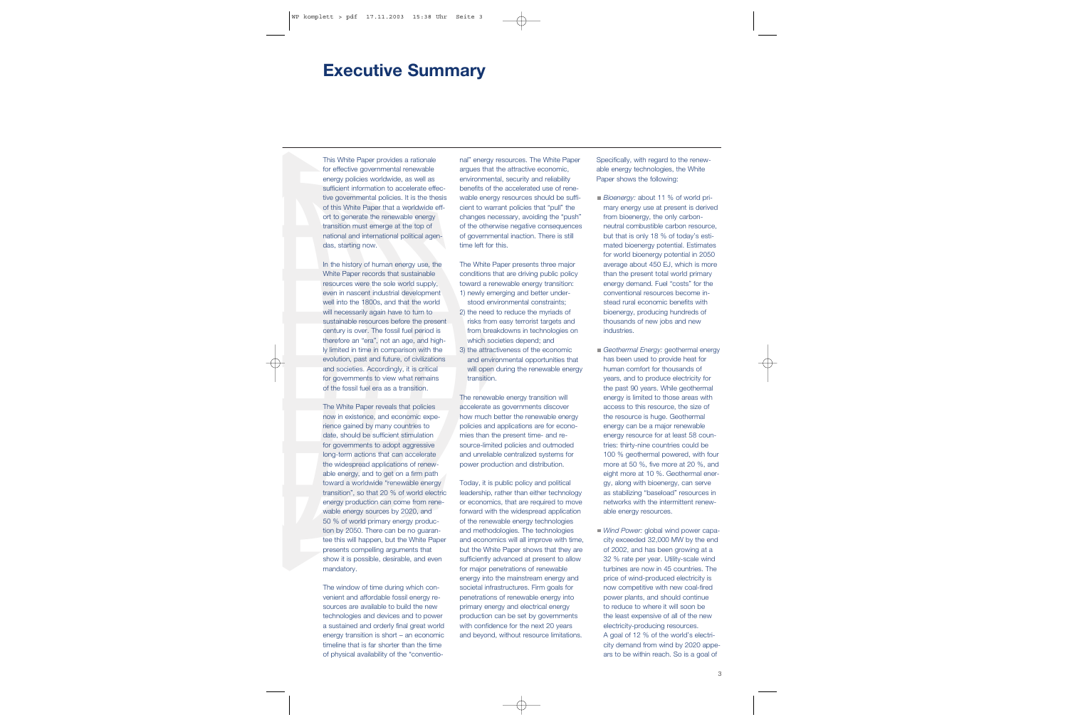# Executive Summary

This White Paper provides a rationale for effective governmental renewable energy policies worldwide, as well as sufficient information to accelerate effective governmental policies. It is the thesis of this White Paper that a worldwide effort to generate the renewable energy transition must emerge at the top of national and international political agendas, starting now.

In the history of human energy use, the White Paper records that sustainable resources were the sole world supply, even in nascent industrial development well into the 1800s, and that the world will necessarily again have to turn to sustainable resources before the present century is over. The fossil fuel period is therefore an "era", not an age, and highly limited in time in comparison with the evolution, past and future, of civilizations and societies. Accordingly, it is critical for governments to view what remains of the fossil fuel era as a transition.

The White Paper reveals that policies now in existence, and economic experience gained by many countries to date, should be sufficient stimulation for governments to adopt aggressive long-term actions that can accelerate the widespread applications of renewable energy, and to get on a firm path toward a worldwide "renewable energy transition", so that 20 % of world electric energy production can come from renewable energy sources by 2020, and 50 % of world primary energy production by 2050. There can be no guarantee this will happen, but the White Paper presents compelling arguments that show it is possible, desirable, and even mandatory.

The window of time during which convenient and affordable fossil energy resources are available to build the new technologies and devices and to power a sustained and orderly final great world energy transition is short – an economic timeline that is far shorter than the time of physical availability of the "conventional" energy resources. The White Paper argues that the attractive economic, environmental, security and reliability benefits of the accelerated use of renewable energy resources should be sufficient to warrant policies that "pull" the changes necessary, avoiding the "push" of the otherwise negative consequences of governmental inaction. There is still time left for this.

The White Paper presents three major conditions that are driving public policy toward a renewable energy transition:

1) newly emerging and better understood environmental constraints;
2) the need to reduce the myriads of risks from easy terrorist targets and from breakdowns in technologies on which societies depend; and
3) the attractiveness of the economic and environmental opportunities that will open during the renewable energy transition.

The renewable energy transition will accelerate as governments discover how much better the renewable energy policies and applications are for economies than the present time- and resource-limited policies and outmoded and unreliable centralized systems for power production and distribution.

Today, it is public policy and political leadership, rather than either technology or economics, that are required to move forward with the widespread application of the renewable energy technologies and methodologies. The technologies and economics will all improve with time, but the White Paper shows that they are sufficiently advanced at present to allow for major penetrations of renewable energy into the mainstream energy and societal infrastructures. Firm goals for penetrations of renewable energy into primary energy and electrical energy production can be set by governments with confidence for the next 20 years and beyond, without resource limitations.

Specifically, with regard to the renewable energy technologies, the White Paper shows the following:

- *Bioenergy:* about 11 % of world primary energy use at present is derived from bioenergy, the only carbon-neutral combustible carbon resource, but that is only 18 % of today's estimated bioenergy potential. Estimates for world bioenergy potential in 2050 average about 450 EJ, which is more than the present total world primary energy demand. Fuel "costs" for the conventional resources become instead rural economic benefits with bioenergy, producing hundreds of thousands of new jobs and new industries.

- *Geothermal Energy:* geothermal energy has been used to provide heat for human comfort for thousands of years, and to produce electricity for the past 90 years. While geothermal energy is limited to those areas with access to this resource, the size of the resource is huge. Geothermal energy can be a major renewable energy resource for at least 58 countries: thirty-nine countries could be 100 % geothermal powered, with four more at 50 %, five more at 20 %, and eight more at 10 %. Geothermal energy, along with bioenergy, can serve as stabilizing "baseload" resources in networks with the intermittent renewable energy resources.

- *Wind Power:* global wind power capacity exceeded 32,000 MW by the end of 2002, and has been growing at a 32 % rate per year. Utility-scale wind turbines are now in 45 countries. The price of wind-produced electricity is now competitive with new coal-fired power plants, and should continue to reduce to where it will soon be the least expensive of all of the new electricity-producing resources. A goal of 12 % of the world's electricity demand from wind by 2020 appears to be within reach. So is a goal of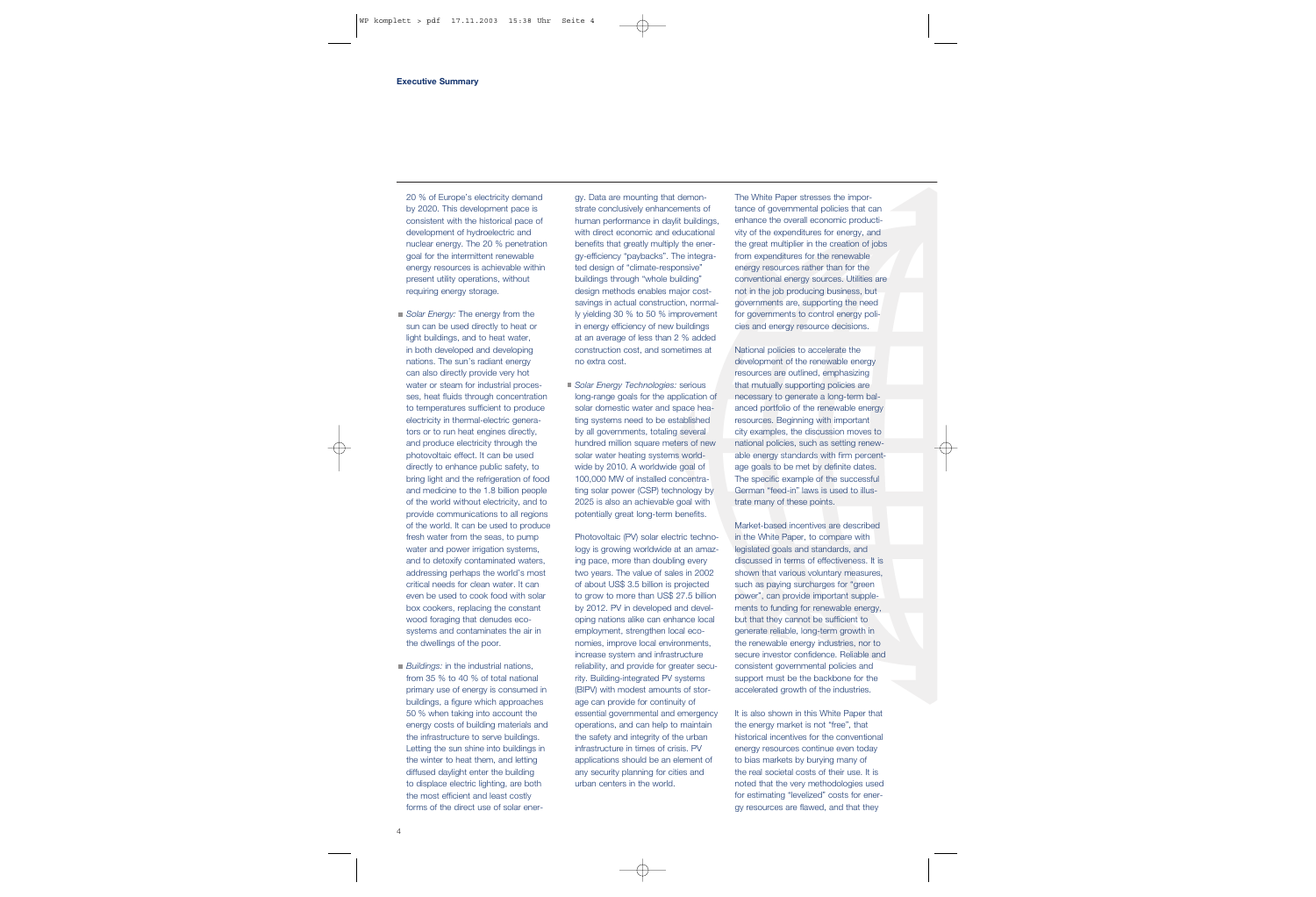20 % of Europe's electricity demand by 2020. This development pace is consistent with the historical pace of development of hydroelectric and nuclear energy. The 20 % penetration goal for the intermittent renewable energy resources is achievable within present utility operations, without requiring energy storage.

- *Solar Energy:* The energy from the sun can be used directly to heat or light buildings, and to heat water, in both developed and developing nations. The sun's radiant energy can also directly provide very hot water or steam for industrial processes, heat fluids through concentration to temperatures sufficient to produce electricity in thermal-electric generators or to run heat engines directly, and produce electricity through the photovoltaic effect. It can be used directly to enhance public safety, to bring light and the refrigeration of food and medicine to the 1.8 billion people of the world without electricity, and to provide communications to all regions of the world. It can be used to produce fresh water from the seas, to pump water and power irrigation systems, and to detoxify contaminated waters, addressing perhaps the world's most critical needs for clean water. It can even be used to cook food with solar box cookers, replacing the constant wood foraging that denudes ecosystems and contaminates the air in the dwellings of the poor.

- *Buildings:* in the industrial nations, from 35 % to 40 % of total national primary use of energy is consumed in buildings, a figure which approaches 50 % when taking into account the energy costs of building materials and the infrastructure to serve buildings. Letting the sun shine into buildings in the winter to heat them, and letting diffused daylight enter the building to displace electric lighting, are both the most efficient and least costly forms of the direct use of solar energy. Data are mounting that demonstrate conclusively enhancements of human performance in daylit buildings, with direct economic and educational benefits that greatly multiply the energy-efficiency "paybacks". The integrated design of "climate-responsive" buildings through "whole building" design methods enables major cost-savings in actual construction, normally yielding 30 % to 50 % improvement in energy efficiency of new buildings at an average of less than 2 % added construction cost, and sometimes at no extra cost.

- *Solar Energy Technologies:* serious long-range goals for the application of solar domestic water and space heating systems need to be established by all governments, totaling several hundred million square meters of new solar water heating systems worldwide by 2010. A worldwide goal of 100,000 MW of installed concentrating solar power (CSP) technology by 2025 is also an achievable goal with potentially great long-term benefits.

Photovoltaic (PV) solar electric technology is growing worldwide at an amazing pace, more than doubling every two years. The value of sales in 2002 of about US$ 3.5 billion is projected to grow to more than US$ 27.5 billion by 2012. PV in developed and developing nations alike can enhance local employment, strengthen local economies, improve local environments, increase system and infrastructure reliability, and provide for greater security. Building-integrated PV systems (BIPV) with modest amounts of storage can provide for continuity of essential governmental and emergency operations, and can help to maintain the safety and integrity of the urban infrastructure in times of crisis. PV applications should be an element of any security planning for cities and urban centers in the world.

The White Paper stresses the importance of governmental policies that can enhance the overall economic productivity of the expenditures for energy, and the great multiplier in the creation of jobs from expenditures for the renewable energy resources rather than for the conventional energy sources. Utilities are not in the job producing business, but governments are, supporting the need for governments to control energy policies and energy resource decisions.

National policies to accelerate the development of the renewable energy resources are outlined, emphasizing that mutually supporting policies are necessary to generate a long-term balanced portfolio of the renewable energy resources. Beginning with important city examples, the discussion moves to national policies, such as setting renewable energy standards with firm percentage goals to be met by definite dates. The specific example of the successful German "feed-in" laws is used to illustrate many of these points.

Market-based incentives are described in the White Paper, to compare with legislated goals and standards, and discussed in terms of effectiveness. It is shown that various voluntary measures, such as paying surcharges for "green power", can provide important supplements to funding for renewable energy, but that they cannot be sufficient to generate reliable, long-term growth in the renewable energy industries, nor to secure investor confidence. Reliable and consistent governmental policies and support must be the backbone for the accelerated growth of the industries.

It is also shown in this White Paper that the energy market is not "free", that historical incentives for the conventional energy resources continue even today to bias markets by burying many of the real societal costs of their use. It is noted that the very methodologies used for estimating "levelized" costs for energy resources are flawed, and that they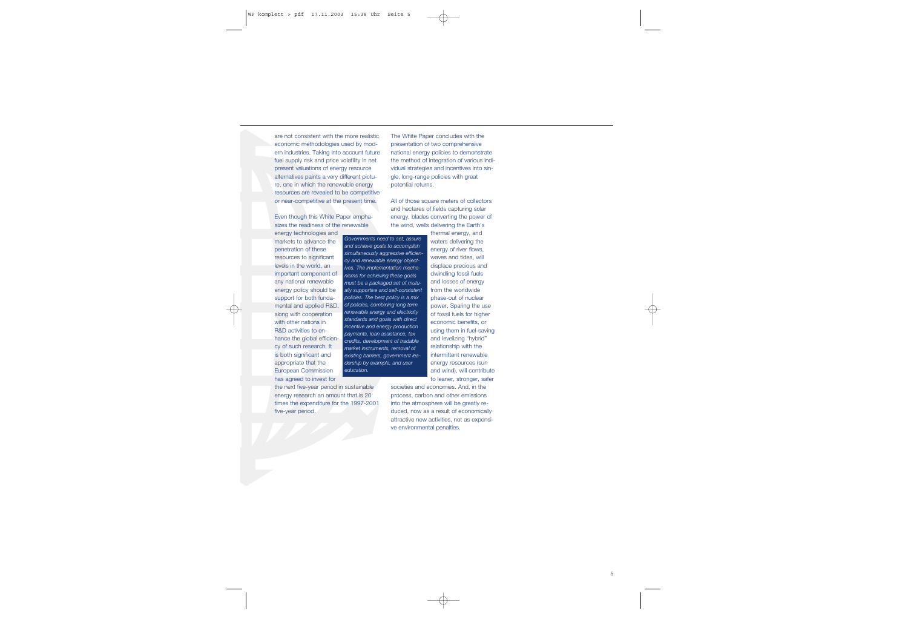are not consistent with the more realistic economic methodologies used by modern industries. Taking into account future fuel supply risk and price volatility in net present valuations of energy resource alternatives paints a very different picture, one in which the renewable energy resources are revealed to be competitive or near-competitive at the present time.

Even though this White Paper emphasizes the readiness of the renewable energy technologies and markets to advance the penetration of these resources to significant levels in the world, an important component of any national renewable energy policy should be support for both fundamental and applied R&D, along with cooperation with other nations in R&D activities to enhance the global efficiency of such research. It is both significant and appropriate that the European Commission has agreed to invest for the next five-year period in sustainable energy research an amount that is 20 times the expenditure for the 1997-2001 five-year period.

*Governments need to set, assure and achieve goals to accomplish simultaneously aggressive efficiency and renewable energy objectives. The implementation mechanisms for achieving these goals must be a packaged set of mutually supportive and self-consistent policies. The best policy is a mix of policies, combining long term renewable energy and electricity standards and goals with direct incentive and energy production payments, loan assistance, tax credits, development of tradable market instruments, removal of existing barriers, government leadership by example, and user education.*

The White Paper concludes with the presentation of two comprehensive national energy policies to demonstrate the method of integration of various individual strategies and incentives into single, long-range policies with great potential returns.

All of those square meters of collectors and hectares of fields capturing solar energy, blades converting the power of the wind, wells delivering the Earth's thermal energy, and waters delivering the energy of river flows, waves and tides, will displace precious and dwindling fossil fuels and losses of energy from the worldwide phase-out of nuclear power. Sparing the use of fossil fuels for higher economic benefits, or using them in fuel-saving and levelizing "hybrid" relationship with the intermittent renewable energy resources (sun and wind), will contribute to leaner, stronger, safer societies and economies. And, in the process, carbon and other emissions into the atmosphere will be greatly reduced, now as a result of economically attractive new activities, not as expensive environmental penalties.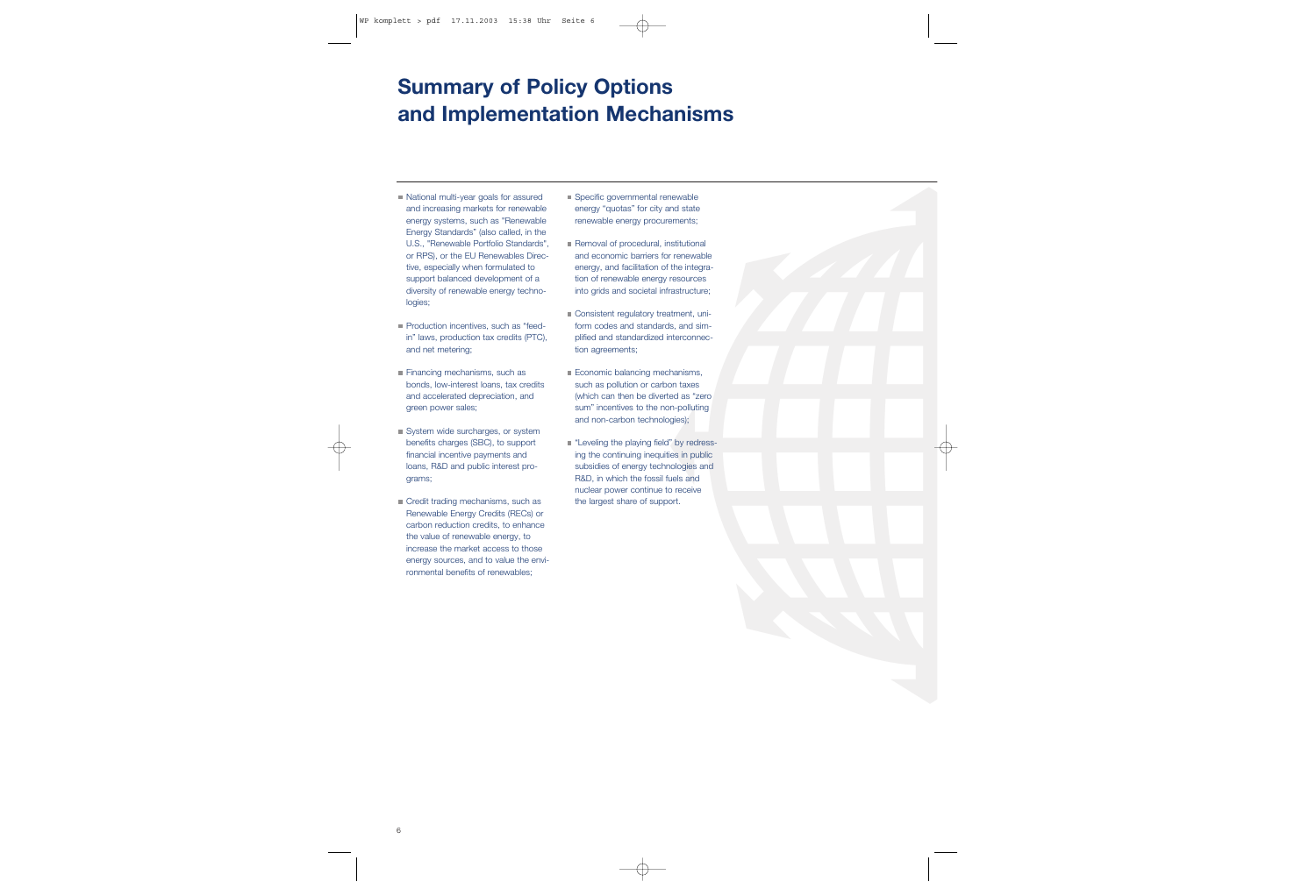# Summary of Policy Options and Implementation Mechanisms

- National multi-year goals for assured and increasing markets for renewable energy systems, such as "Renewable Energy Standards" (also called, in the U.S., "Renewable Portfolio Standards", or RPS), or the EU Renewables Directive, especially when formulated to support balanced development of a diversity of renewable energy technologies;
- Production incentives, such as "feed-in" laws, production tax credits (PTC), and net metering;
- Financing mechanisms, such as bonds, low-interest loans, tax credits and accelerated depreciation, and green power sales;
- System wide surcharges, or system benefits charges (SBC), to support financial incentive payments and loans, R&D and public interest programs;
- Credit trading mechanisms, such as Renewable Energy Credits (RECs) or carbon reduction credits, to enhance the value of renewable energy, to increase the market access to those energy sources, and to value the environmental benefits of renewables;
- Specific governmental renewable energy "quotas" for city and state renewable energy procurements;
- Removal of procedural, institutional and economic barriers for renewable energy, and facilitation of the integration of renewable energy resources into grids and societal infrastructure;
- Consistent regulatory treatment, uniform codes and standards, and simplified and standardized interconnection agreements;
- Economic balancing mechanisms, such as pollution or carbon taxes (which can then be diverted as "zero sum" incentives to the non-polluting and non-carbon technologies);
- "Leveling the playing field" by redressing the continuing inequities in public subsidies of energy technologies and R&D, in which the fossil fuels and nuclear power continue to receive the largest share of support.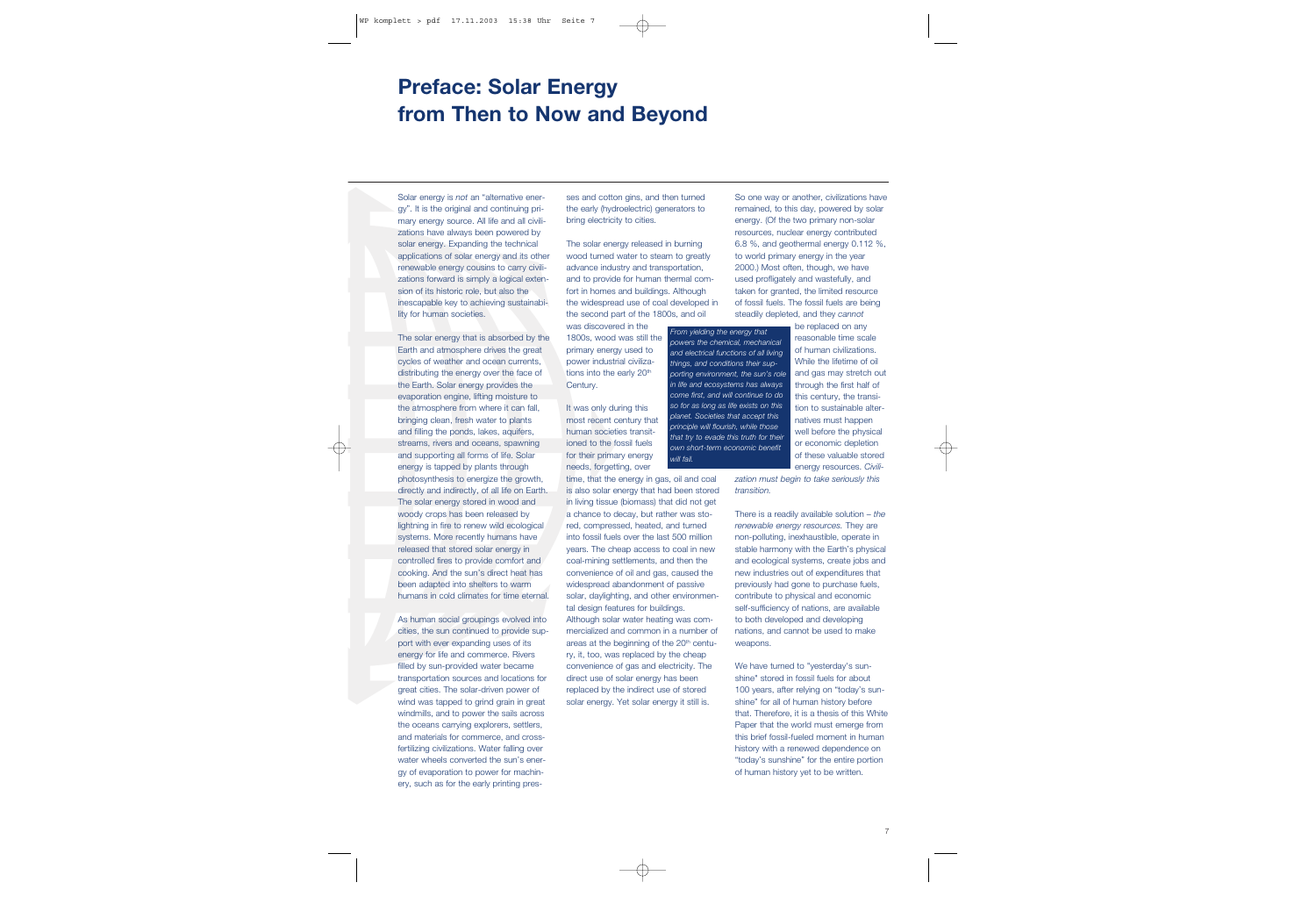# Preface: Solar Energy from Then to Now and Beyond

Solar energy is *not* an "alternative energy". It is the original and continuing primary energy source. All life and all civilizations have always been powered by solar energy. Expanding the technical applications of solar energy and its other renewable energy cousins to carry civilizations forward is simply a logical extension of its historic role, but also the inescapable key to achieving sustainability for human societies.

The solar energy that is absorbed by the Earth and atmosphere drives the great cycles of weather and ocean currents, distributing the energy over the face of the Earth. Solar energy provides the evaporation engine, lifting moisture to the atmosphere from where it can fall, bringing clean, fresh water to plants and filling the ponds, lakes, aquifers, streams, rivers and oceans, spawning and supporting all forms of life. Solar energy is tapped by plants through photosynthesis to energize the growth, directly and indirectly, of all life on Earth. The solar energy stored in wood and woody crops has been released by lightning in fire to renew wild ecological systems. More recently humans have released that stored solar energy in controlled fires to provide comfort and cooking. And the sun's direct heat has been adapted into shelters to warm humans in cold climates for time eternal.

As human social groupings evolved into cities, the sun continued to provide support with ever expanding uses of its energy for life and commerce. Rivers filled by sun-provided water became transportation sources and locations for great cities. The solar-driven power of wind was tapped to grind grain in great windmills, and to power the sails across the oceans carrying explorers, settlers, and materials for commerce, and cross-fertilizing civilizations. Water falling over water wheels converted the sun's energy of evaporation to power for machinery, such as for the early printing presses and cotton gins, and then turned the early (hydroelectric) generators to bring electricity to cities.

The solar energy released in burning wood turned water to steam to greatly advance industry and transportation, and to provide for human thermal comfort in homes and buildings. Although the widespread use of coal developed in the second part of the 1800s, and oil was discovered in the 1800s, wood was still the primary energy used to power industrial civilizations into the early 20th Century.

It was only during this most recent century that human societies transitioned to the fossil fuels for their primary energy needs, forgetting, over time, that the energy in gas, oil and coal is also solar energy that had been stored in living tissue (biomass) that did not get a chance to decay, but rather was stored, compressed, heated, and turned into fossil fuels over the last 500 million years. The cheap access to coal in new coal-mining settlements, and then the convenience of oil and gas, caused the widespread abandonment of passive solar, daylighting, and other environmental design features for buildings. Although solar water heating was commercialized and common in a number of areas at the beginning of the 20th century, it, too, was replaced by the cheap convenience of gas and electricity. The direct use of solar energy has been replaced by the indirect use of stored solar energy. Yet solar energy it still is.

*From yielding the energy that powers the chemical, mechanical and electrical functions of all living things, and conditions their supporting environment, the sun's role in life and ecosystems has always come first, and will continue to do so for as long as life exists on this planet. Societies that accept this principle will flourish, while those that try to evade this truth for their own short-term economic benefit will fail.*

So one way or another, civilizations have remained, to this day, powered by solar energy. (Of the two primary non-solar resources, nuclear energy contributed 6.8 %, and geothermal energy 0.112 %, to world primary energy in the year 2000.) Most often, though, we have used profligately and wastefully, and taken for granted, the limited resource of fossil fuels. The fossil fuels are being steadily depleted, and they *cannot* be replaced on any reasonable time scale of human civilizations. While the lifetime of oil and gas may stretch out through the first half of this century, the transition to sustainable alternatives must happen well before the physical or economic depletion of these valuable stored energy resources. *Civilization must begin to take seriously this transition.*

There is a readily available solution – *the renewable energy resources.* They are non-polluting, inexhaustible, operate in stable harmony with the Earth's physical and ecological systems, create jobs and new industries out of expenditures that previously had gone to purchase fuels, contribute to physical and economic self-sufficiency of nations, are available to both developed and developing nations, and cannot be used to make weapons.

We have turned to "yesterday's sunshine" stored in fossil fuels for about 100 years, after relying on "today's sunshine" for all of human history before that. Therefore, it is a thesis of this White Paper that the world must emerge from this brief fossil-fueled moment in human history with a renewed dependence on "today's sunshine" for the entire portion of human history yet to be written.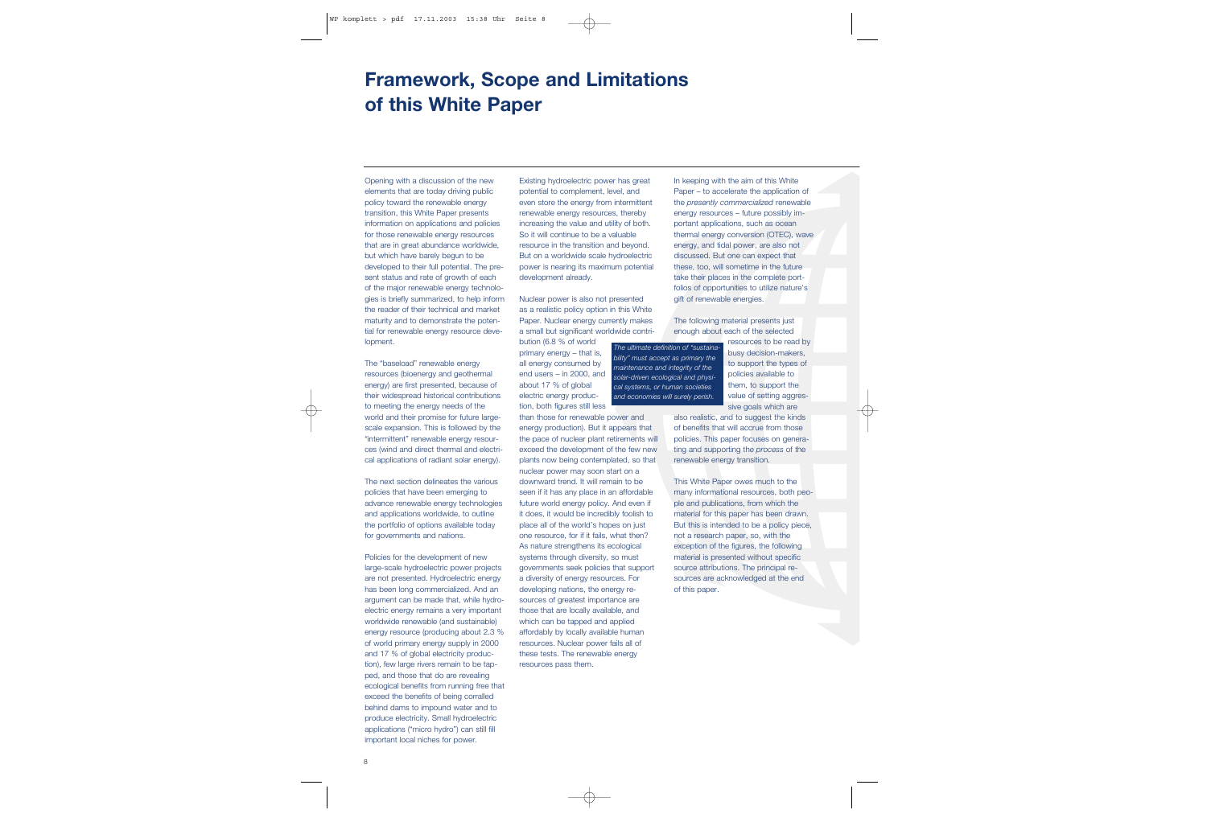# Framework, Scope and Limitations of this White Paper

Opening with a discussion of the new elements that are today driving public policy toward the renewable energy transition, this White Paper presents information on applications and policies for those renewable energy resources that are in great abundance worldwide, but which have barely begun to be developed to their full potential. The present status and rate of growth of each of the major renewable energy technologies is briefly summarized, to help inform the reader of their technical and market maturity and to demonstrate the potential for renewable energy resource development.

The "baseload" renewable energy resources (bioenergy and geothermal energy) are first presented, because of their widespread historical contributions to meeting the energy needs of the world and their promise for future large-scale expansion. This is followed by the "intermittent" renewable energy resources (wind and direct thermal and electrical applications of radiant solar energy).

The next section delineates the various policies that have been emerging to advance renewable energy technologies and applications worldwide, to outline the portfolio of options available today for governments and nations.

Policies for the development of new large-scale hydroelectric power projects are not presented. Hydroelectric energy has been long commercialized. And an argument can be made that, while hydroelectric energy remains a very important worldwide renewable (and sustainable) energy resource (producing about 2.3 % of world primary energy supply in 2000 and 17 % of global electricity production), few large rivers remain to be tapped, and those that do are revealing ecological benefits from running free that exceed the benefits of being corralled behind dams to impound water and to produce electricity. Small hydroelectric applications ("micro hydro") can still fill important local niches for power.

Existing hydroelectric power has great potential to complement, level, and even store the energy from intermittent renewable energy resources, thereby increasing the value and utility of both. So it will continue to be a valuable resource in the transition and beyond. But on a worldwide scale hydroelectric power is nearing its maximum potential development already.

Nuclear power is also not presented as a realistic policy option in this White Paper. Nuclear energy currently makes a small but significant worldwide contribution (6.8 % of world primary energy – that is, all energy consumed by end users – in 2000, and about 17 % of global electric energy production, both figures still less than those for renewable power and energy production). But it appears that the pace of nuclear plant retirements will exceed the development of the few new plants now being contemplated, so that nuclear power may soon start on a downward trend. It will remain to be seen if it has any place in an affordable future world energy policy. And even if it does, it would be incredibly foolish to place all of the world's hopes on just one resource, for if it fails, what then? As nature strengthens its ecological systems through diversity, so must governments seek policies that support a diversity of energy resources. For developing nations, the energy resources of greatest importance are those that are locally available, and which can be tapped and applied affordably by locally available human resources. Nuclear power fails all of these tests. The renewable energy resources pass them.

*The ultimate definition of "sustainability" must accept as primary the maintenance and integrity of the solar-driven ecological and physical systems, or human societies and economies will surely perish.*

In keeping with the aim of this White Paper – to accelerate the application of the *presently commercialized* renewable energy resources – future possibly important applications, such as ocean thermal energy conversion (OTEC), wave energy, and tidal power, are also not discussed. But one can expect that these, too, will sometime in the future take their places in the complete portfolios of opportunities to utilize nature's gift of renewable energies.

The following material presents just enough about each of the selected resources to be read by busy decision-makers, to support the types of policies available to them, to support the value of setting aggressive goals which are also realistic, and to suggest the kinds of benefits that will accrue from those policies. This paper focuses on generating and supporting the *process* of the renewable energy transition.

This White Paper owes much to the many informational resources, both people and publications, from which the material for this paper has been drawn. But this is intended to be a policy piece, not a research paper, so, with the exception of the figures, the following material is presented without specific source attributions. The principal resources are acknowledged at the end of this paper.